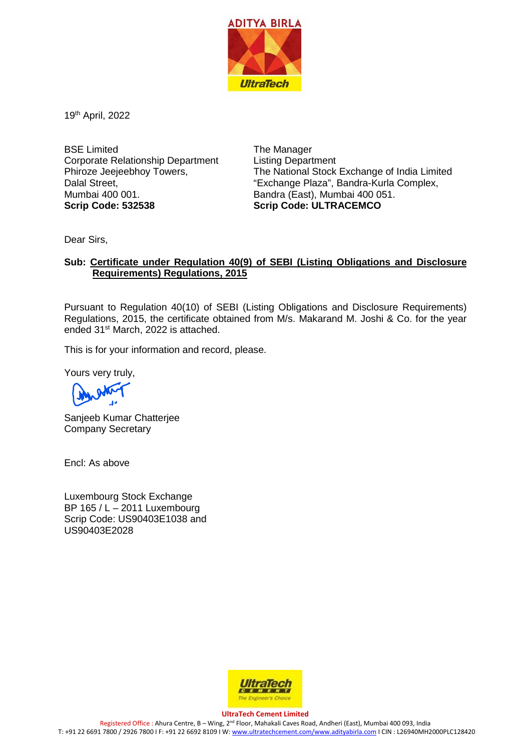19th April, 2022

BSE Limited
Corporate Relationship Department
Phiroze Jeejeebhoy Towers,
Dalal Street,
Mumbai 400 001.
**Scrip Code: 532538**

The Manager
Listing Department
The National Stock Exchange of India Limited
"Exchange Plaza", Bandra-Kurla Complex,
Bandra (East), Mumbai 400 051.
**Scrip Code: ULTRACEMCO**

Dear Sirs,

**Sub: Certificate under Regulation 40(9) of SEBI (Listing Obligations and Disclosure Requirements) Regulations, 2015**

Pursuant to Regulation 40(10) of SEBI (Listing Obligations and Disclosure Requirements) Regulations, 2015, the certificate obtained from M/s. Makarand M. Joshi & Co. for the year ended 31st March, 2022 is attached.

This is for your information and record, please.

Yours very truly,

Sanjeeb Kumar Chatterjee
Company Secretary

Encl: As above

Luxembourg Stock Exchange
BP 165 / L – 2011 Luxembourg
Scrip Code: US90403E1038 and
US90403E2028

**UltraTech Cement Limited**
Registered Office : Ahura Centre, B – Wing, 2nd Floor, Mahakali Caves Road, Andheri (East), Mumbai 400 093, India
T: +91 22 6691 7800 / 2926 7800 I F: +91 22 6692 8109 I W: www.ultratechcement.com/www.adityabirla.com I CIN : L26940MH2000PLC128420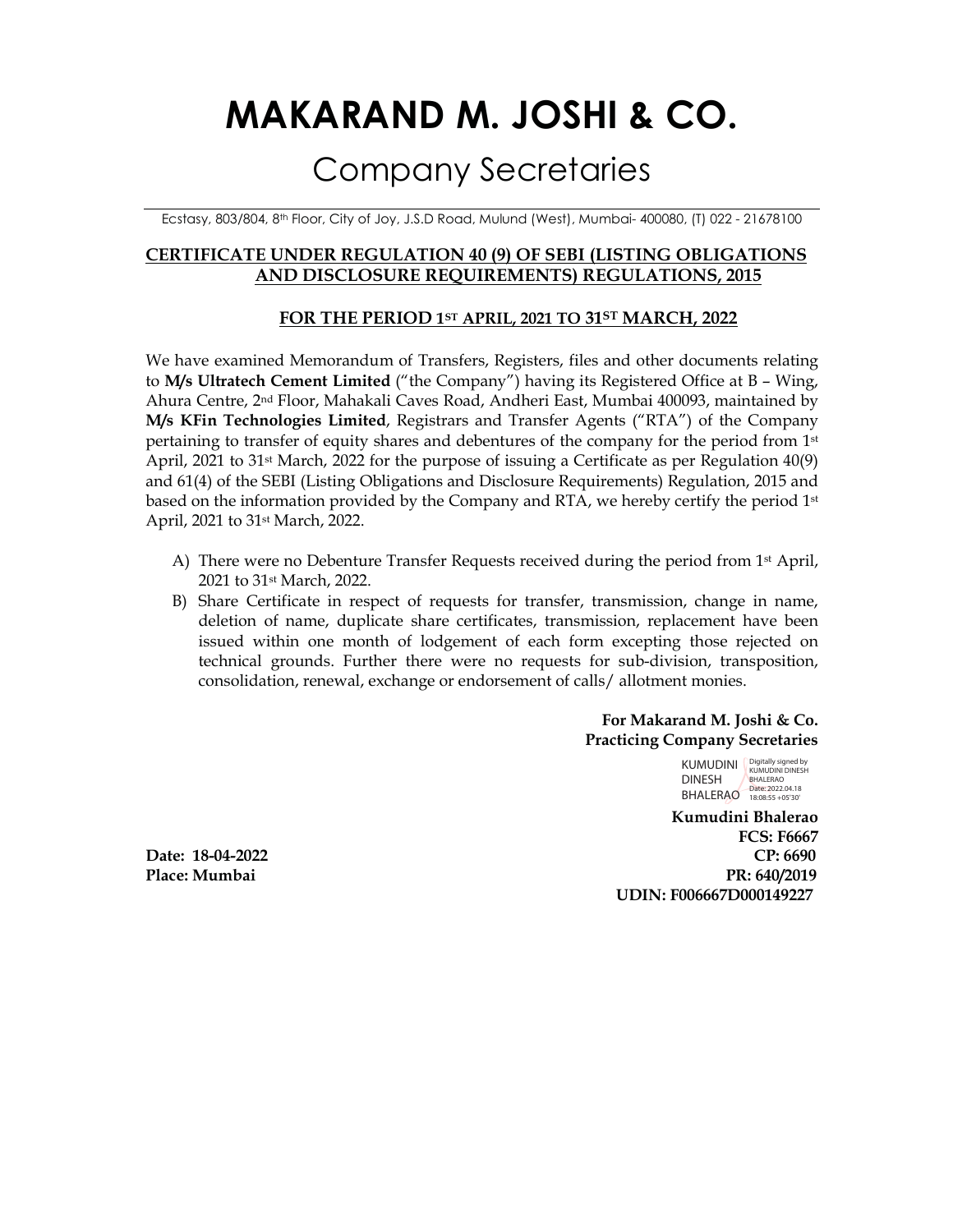# MAKARAND M. JOSHI & CO.

## Company Secretaries

Ecstasy, 803/804, 8th Floor, City of Joy, J.S.D Road, Mulund (West), Mumbai- 400080, (T) 022 - 21678100

**CERTIFICATE UNDER REGULATION 40 (9) OF SEBI (LISTING OBLIGATIONS AND DISCLOSURE REQUIREMENTS) REGULATIONS, 2015**

**FOR THE PERIOD 1ST APRIL, 2021 TO 31ST MARCH, 2022**

We have examined Memorandum of Transfers, Registers, files and other documents relating to **M/s Ultratech Cement Limited** ("the Company") having its Registered Office at B – Wing, Ahura Centre, 2nd Floor, Mahakali Caves Road, Andheri East, Mumbai 400093, maintained by **M/s KFin Technologies Limited**, Registrars and Transfer Agents ("RTA") of the Company pertaining to transfer of equity shares and debentures of the company for the period from 1st April, 2021 to 31st March, 2022 for the purpose of issuing a Certificate as per Regulation 40(9) and 61(4) of the SEBI (Listing Obligations and Disclosure Requirements) Regulation, 2015 and based on the information provided by the Company and RTA, we hereby certify the period 1st April, 2021 to 31st March, 2022.

A) There were no Debenture Transfer Requests received during the period from 1st April, 2021 to 31st March, 2022.

B) Share Certificate in respect of requests for transfer, transmission, change in name, deletion of name, duplicate share certificates, transmission, replacement have been issued within one month of lodgement of each form excepting those rejected on technical grounds. Further there were no requests for sub-division, transposition, consolidation, renewal, exchange or endorsement of calls/ allotment monies.

**For Makarand M. Joshi & Co.**
**Practicing Company Secretaries**

KUMUDINI DINESH BHALERAO
Digitally signed by KUMUDINI DINESH BHALERAO
Date: 2022.04.18 18:08:55 +05'30'

**Kumudini Bhalerao**
**FCS: F6667**
**CP: 6690**
**PR: 640/2019**
**UDIN: F006667D000149227**

**Date: 18-04-2022**
**Place: Mumbai**